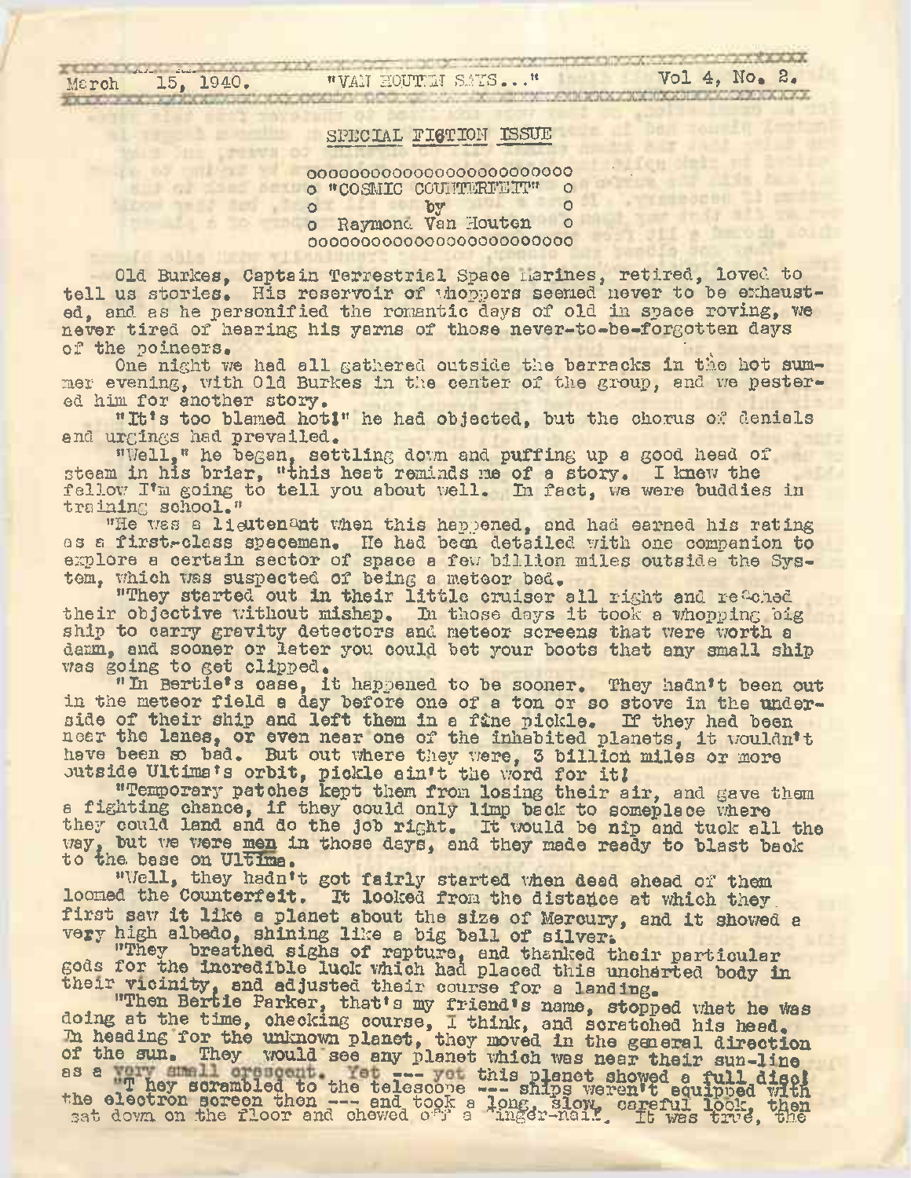March 15, 1940. "VAN HOUTEN SAYS..." Vol 4, No. 2.

## SPECIAL FICTION ISSUE

**"COSMIC COUNTERFEIT"**
by
Raymond Van Houten

Old Burkes, Captain Terrestrial Space Marines, retired, loved to tell us stories. His reservoir of whoppers seemed never to be exhausted, and as he personified the romantic days of old in space roving, we never tired of hearing his yarns of those never-to-be-forgotten days of the poineers.

One night we had all gathered outside the barracks in the hot summer evening, with Old Burkes in the center of the group, and we pestered him for another story.

"It's too blamed hot!" he had objected, but the chorus of denials and urgings had prevailed.

"Well," he began, settling down and puffing up a good head of steam in his brier, "this heat reminds me of a story. I knew the fellow I'm going to tell you about well. In fact, we were buddies in training school."

"He was a lieutenant when this happened, and had earned his rating as a first-class spaceman. He had been detailed with one companion to explore a certain sector of space a few billion miles outside the System, which was suspected of being a meteor bed.

"They started out in their little cruiser all right and reached their objective without mishap. In those days it took a whopping big ship to carry gravity detectors and meteor screens that were worth a damn, and sooner or later you could bet your boots that any small ship was going to get clipped.

"In Bertie's case, it happened to be sooner. They hadn't been out in the meteor field a day before one of a ton or so stove in the underside of their ship and left them in a fine pickle. If they had been near the lanes, or even near one of the inhabited planets, it wouldn't have been so bad. But out where they were, 3 billion miles or more outside Ultima's orbit, pickle ain't the word for it!

"Temporary patches kept them from losing their air, and gave them a fighting chance, if they could only limp back to someplace where they could land and do the job right. It would be nip and tuck all the way, but we were <u>men</u> in those days, and they made ready to blast back to the base on Ultima.

"Well, they hadn't got fairly started when dead ahead of them loomed the Counterfeit. It looked from the distance at which they first saw it like a planet about the size of Mercury, and it showed a very high albedo, shining like a big ball of silver.

"They breathed sighs of rapture, and thanked their particular gods for the incredible luck which had placed this uncharted body in their vicinity, and adjusted their course for a landing.

"Then Bertie Parker, that's my friend's name, stopped what he was doing at the time, checking course, I think, and scratched his head. In heading for the unknown planet, they moved in the general direction of the sun. They would see any planet which was near their sun-line as a very small crescent. Yet --- yet this planet showed a full disc!

"They scrambled to the telescope --- ships weren't equipped with the electron screen then --- and took a long, slow, careful look, then sat down on the floor and chewed off a finger-nail. It was true, the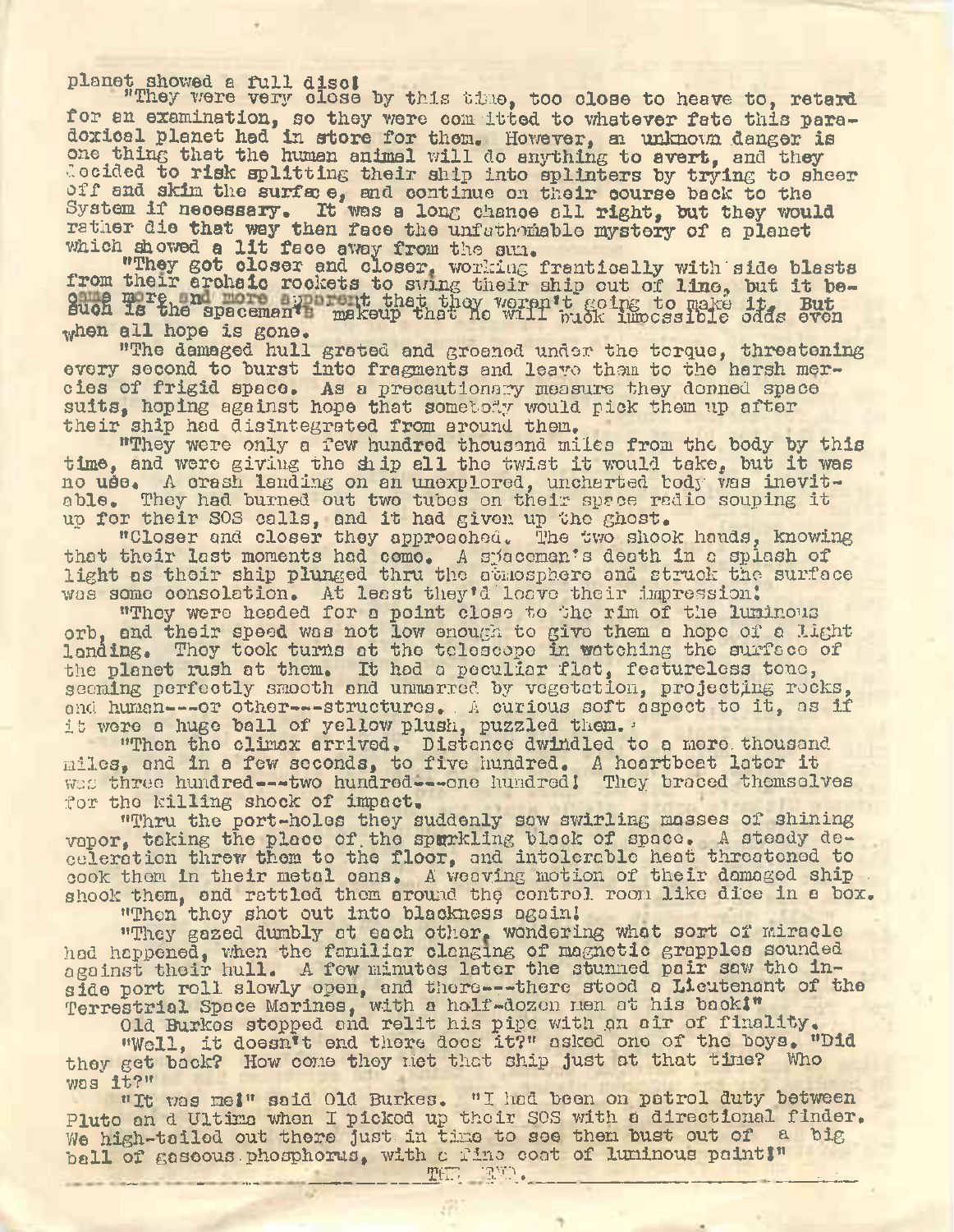planet showed a full disc!

"They were very close by this time, too close to heave to, retard for an examination, so they were committed to whatever fate this paradoxical planet had in store for them. However, an unknown danger is one thing that the human animal will do anything to avert, and they decided to risk splitting their ship into splinters by trying to sheer off and skim the surface, and continue on their course back to the System if necessary. It was a long chance all right, but they would rather die that way then face the unfathomable mystery of a planet which showed a lit face away from the sun.

"They got closer and closer, working frantically with side blasts from their archaic rockets to swing their ship out of line, but it became more and more apparent that they weren't going to make it. But such is the spaceman's makeup that he will buck impossible odds even when all hope is gone.

"The damaged hull grated and groaned under the torque, threatening every second to burst into fragments and leave them to the harsh mercies of frigid space. As a precautionary measure they donned space suits, hoping against hope that somebody would pick them up after their ship had disintegrated from around them.

"They were only a few hundred thousand miles from the body by this time, and were giving the ship all the twist it would take, but it was no use. A crash landing on an unexplored, uncharted body was inevitable. They had burned out two tubes on their space radio souping it up for their SOS calls, and it had given up the ghost.

"Closer and closer they approached. The two shook hands, knowing that their last moments had come. A spaceman's death in a splash of light as their ship plunged thru the atmosphere and struck the surface was some consolation. At least they'd leave their impression!

"They were headed for a point close to the rim of the luminous orb, and their speed was not low enough to give them a hope of a light landing. They took turns at the telescope in watching the surface of the planet rush at them. It had a peculiar flat, featureless tone, seeming perfectly smooth and unmarred by vegetation, projecting rocks, and human---or other---structures. A curious soft aspect to it, as if it were a huge ball of yellow plush, puzzled them.

"Then the climax arrived. Distance dwindled to a mere thousand miles, and in a few seconds, to five hundred. A heartbeat later it was three hundred---two hundred---one hundred! They braced themselves for the killing shock of impact.

"Thru the port-holes they suddenly saw swirling masses of shining vapor, taking the place of the sparkling black of space. A steady deceleration threw them to the floor, and intolerable heat threatened to cook them in their metal cans. A weaving motion of their damaged ship shook them, and rattled them around the control room like dice in a box.

"Then they shot out into blackness again!

"They gazed dumbly at each other, wondering what sort of miracle had happened, when the familiar clanging of magnetic grapples sounded against their hull. A few minutes later the stunned pair saw the inside port roll slowly open, and there---there stood a Lieutenant of the Terrestrial Space Marines, with a half-dozen men at his back!"

Old Burkes stopped and relit his pipe with an air of finality.

"Well, it doesn't end there does it?" asked one of the boys. "Did they get back? How come they met that ship just at that time? Who was it?"

"It was me!" said Old Burkes. "I had been on patrol duty between Pluto an d Ultima when I picked up their SOS with a directional finder. We high-tailed out there just in time to see them bust out of a big ball of gaseous phosphorus, with a fine coat of luminous paint!"

THE END.